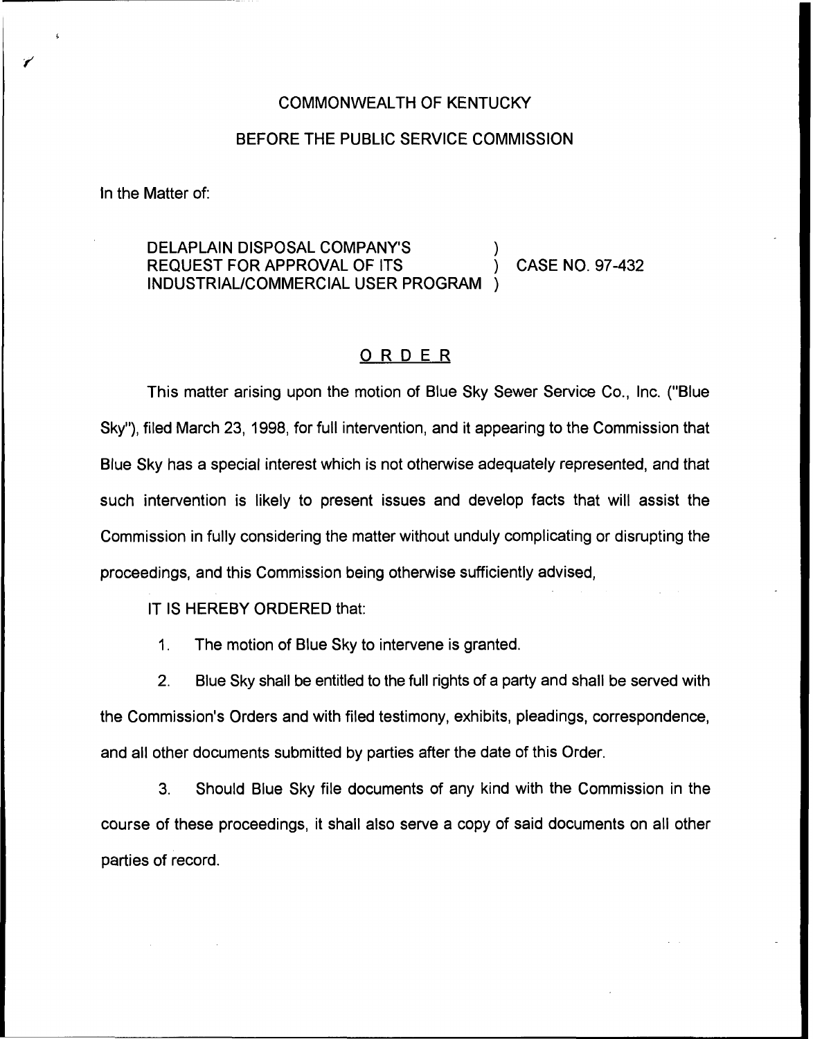COMMONWEALTH OF KENTUCKY

BEFORE THE PUBLIC SERVICE COMMISSION

In the Matter of:

DELAPLAIN DISPOSAL COMPANY'S REQUEST FOR APPROVAL OF ITS INDUSTRIAL/COMMERCIAL USER PROGRAM ) CASE NO. 97-432

## ORDER

This matter arising upon the motion of Blue Sky Sewer Service Co., Inc. ("Blue Sky"), filed March 23, 1998, for full intervention, and it appearing to the Commission that Blue Sky has a special interest which is not otherwise adequately represented, and that such intervention is likely to present issues and develop facts that will assist the Commission in fully considering the matter without unduly complicating or disrupting the proceedings, and this Commission being otherwise sufficiently advised,

IT IS HEREBY ORDERED that:

1. The motion of Blue Sky to intervene is granted.

2. Blue Sky shall be entitled to the full rights of a party and shall be served with the Commission's Orders and with filed testimony, exhibits, pleadings, correspondence, and all other documents submitted by parties after the date of this Order.

3. Should Blue Sky file documents of any kind with the Commission in the course of these proceedings, it shall also serve a copy of said documents on all other parties of record.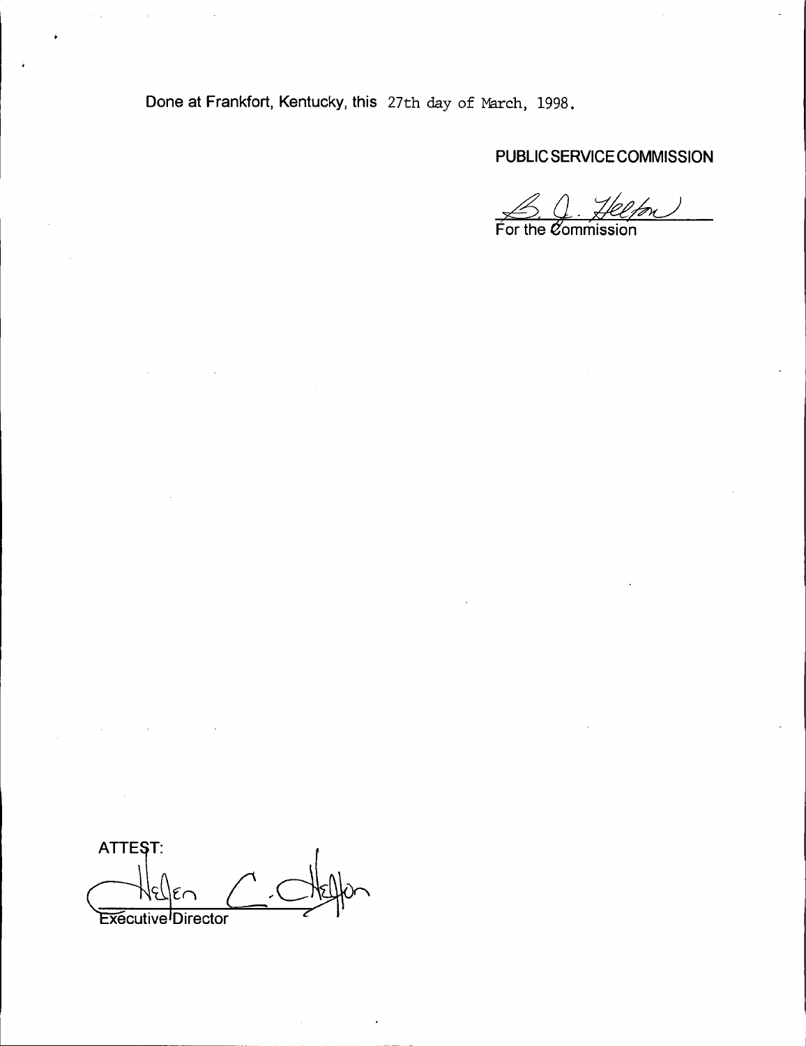Done at Frankfort, Kentucky, this 27th day of March, 1998.

PUBLIC SERVICE COMMISSION

For the Commission

ATTEST:

Executive Director